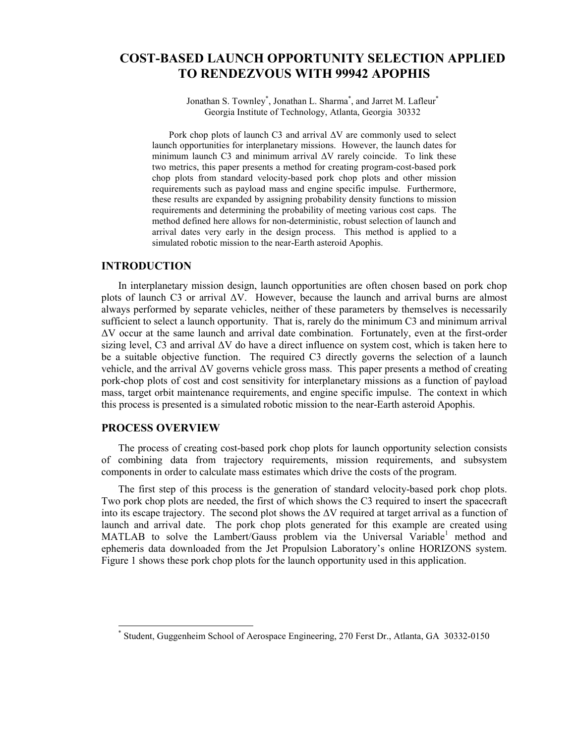# COST-BASED LAUNCH OPPORTUNITY SELECTION APPLIED TO RENDEZVOUS WITH 99942 APOPHIS

Jonathan S. Townley[*], Jonathan L. Sharma[*], and Jarret M. Lafleur[*]
Georgia Institute of Technology, Atlanta, Georgia 30332

Pork chop plots of launch C3 and arrival ΔV are commonly used to select launch opportunities for interplanetary missions. However, the launch dates for minimum launch C3 and minimum arrival ΔV rarely coincide. To link these two metrics, this paper presents a method for creating program-cost-based pork chop plots from standard velocity-based pork chop plots and other mission requirements such as payload mass and engine specific impulse. Furthermore, these results are expanded by assigning probability density functions to mission requirements and determining the probability of meeting various cost caps. The method defined here allows for non-deterministic, robust selection of launch and arrival dates very early in the design process. This method is applied to a simulated robotic mission to the near-Earth asteroid Apophis.

## INTRODUCTION

In interplanetary mission design, launch opportunities are often chosen based on pork chop plots of launch C3 or arrival ΔV. However, because the launch and arrival burns are almost always performed by separate vehicles, neither of these parameters by themselves is necessarily sufficient to select a launch opportunity. That is, rarely do the minimum C3 and minimum arrival ΔV occur at the same launch and arrival date combination. Fortunately, even at the first-order sizing level, C3 and arrival ΔV do have a direct influence on system cost, which is taken here to be a suitable objective function. The required C3 directly governs the selection of a launch vehicle, and the arrival ΔV governs vehicle gross mass. This paper presents a method of creating pork-chop plots of cost and cost sensitivity for interplanetary missions as a function of payload mass, target orbit maintenance requirements, and engine specific impulse. The context in which this process is presented is a simulated robotic mission to the near-Earth asteroid Apophis.

## PROCESS OVERVIEW

The process of creating cost-based pork chop plots for launch opportunity selection consists of combining data from trajectory requirements, mission requirements, and subsystem components in order to calculate mass estimates which drive the costs of the program.

The first step of this process is the generation of standard velocity-based pork chop plots. Two pork chop plots are needed, the first of which shows the C3 required to insert the spacecraft into its escape trajectory. The second plot shows the ΔV required at target arrival as a function of launch and arrival date. The pork chop plots generated for this example are created using MATLAB to solve the Lambert/Gauss problem via the Universal Variable[1] method and ephemeris data downloaded from the Jet Propulsion Laboratory's online HORIZONS system. Figure 1 shows these pork chop plots for the launch opportunity used in this application.

---

[*] Student, Guggenheim School of Aerospace Engineering, 270 Ferst Dr., Atlanta, GA 30332-0150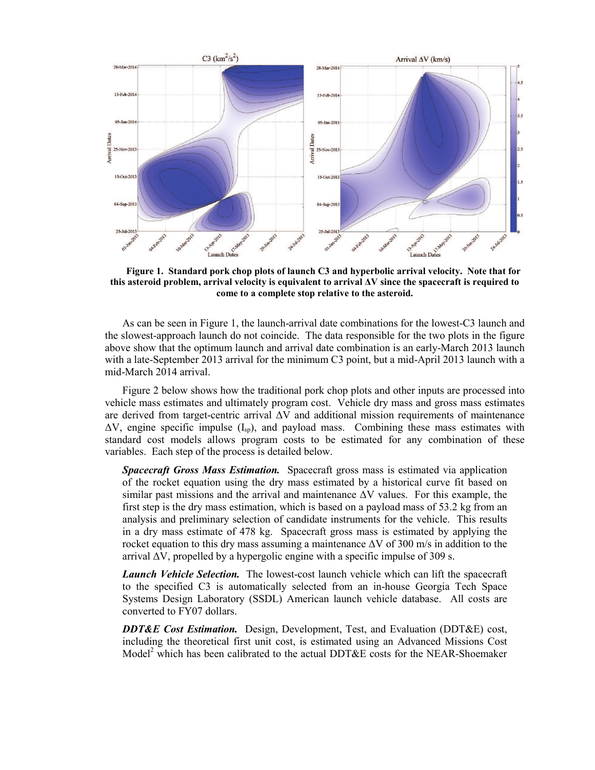**Figure 1. Standard pork chop plots of launch C3 and hyperbolic arrival velocity. Note that for this asteroid problem, arrival velocity is equivalent to arrival ΔV since the spacecraft is required to come to a complete stop relative to the asteroid.**

As can be seen in Figure 1, the launch-arrival date combinations for the lowest-C3 launch and the slowest-approach launch do not coincide. The data responsible for the two plots in the figure above show that the optimum launch and arrival date combination is an early-March 2013 launch with a late-September 2013 arrival for the minimum C3 point, but a mid-April 2013 launch with a mid-March 2014 arrival.

Figure 2 below shows how the traditional pork chop plots and other inputs are processed into vehicle mass estimates and ultimately program cost. Vehicle dry mass and gross mass estimates are derived from target-centric arrival ΔV and additional mission requirements of maintenance ΔV, engine specific impulse ($I_{sp}$), and payload mass. Combining these mass estimates with standard cost models allows program costs to be estimated for any combination of these variables. Each step of the process is detailed below.

***Spacecraft Gross Mass Estimation.*** Spacecraft gross mass is estimated via application of the rocket equation using the dry mass estimated by a historical curve fit based on similar past missions and the arrival and maintenance ΔV values. For this example, the first step is the dry mass estimation, which is based on a payload mass of 53.2 kg from an analysis and preliminary selection of candidate instruments for the vehicle. This results in a dry mass estimate of 478 kg. Spacecraft gross mass is estimated by applying the rocket equation to this dry mass assuming a maintenance ΔV of 300 m/s in addition to the arrival ΔV, propelled by a hypergolic engine with a specific impulse of 309 s.

***Launch Vehicle Selection.*** The lowest-cost launch vehicle which can lift the spacecraft to the specified C3 is automatically selected from an in-house Georgia Tech Space Systems Design Laboratory (SSDL) American launch vehicle database. All costs are converted to FY07 dollars.

***DDT&E Cost Estimation.*** Design, Development, Test, and Evaluation (DDT&E) cost, including the theoretical first unit cost, is estimated using an Advanced Missions Cost Model[2] which has been calibrated to the actual DDT&E costs for the NEAR-Shoemaker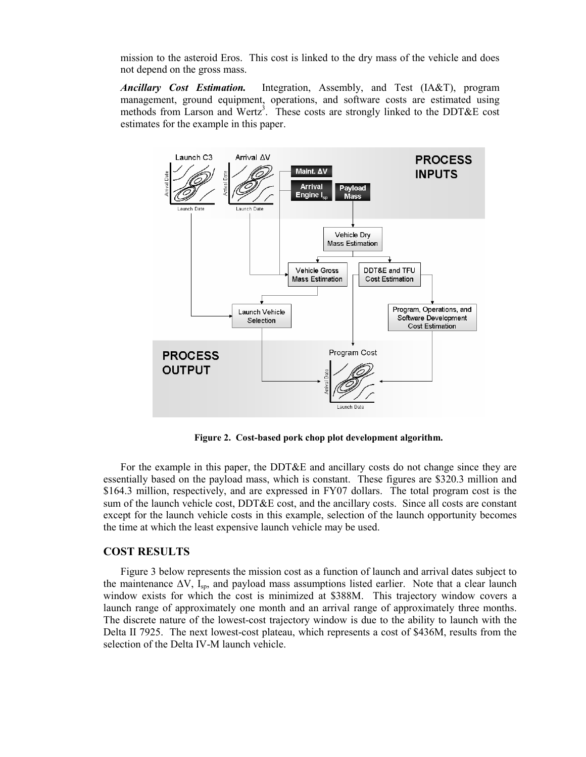mission to the asteroid Eros. This cost is linked to the dry mass of the vehicle and does not depend on the gross mass.

***Ancillary Cost Estimation.*** Integration, Assembly, and Test (IA&T), program management, ground equipment, operations, and software costs are estimated using methods from Larson and Wertz[3]. These costs are strongly linked to the DDT&E cost estimates for the example in this paper.

**Figure 2. Cost-based pork chop plot development algorithm.**

For the example in this paper, the DDT&E and ancillary costs do not change since they are essentially based on the payload mass, which is constant. These figures are \$320.3 million and \$164.3 million, respectively, and are expressed in FY07 dollars. The total program cost is the sum of the launch vehicle cost, DDT&E cost, and the ancillary costs. Since all costs are constant except for the launch vehicle costs in this example, selection of the launch opportunity becomes the time at which the least expensive launch vehicle may be used.

## COST RESULTS

Figure 3 below represents the mission cost as a function of launch and arrival dates subject to the maintenance $\Delta V$, $I_{sp}$, and payload mass assumptions listed earlier. Note that a clear launch window exists for which the cost is minimized at \$388M. This trajectory window covers a launch range of approximately one month and an arrival range of approximately three months. The discrete nature of the lowest-cost trajectory window is due to the ability to launch with the Delta II 7925. The next lowest-cost plateau, which represents a cost of \$436M, results from the selection of the Delta IV-M launch vehicle.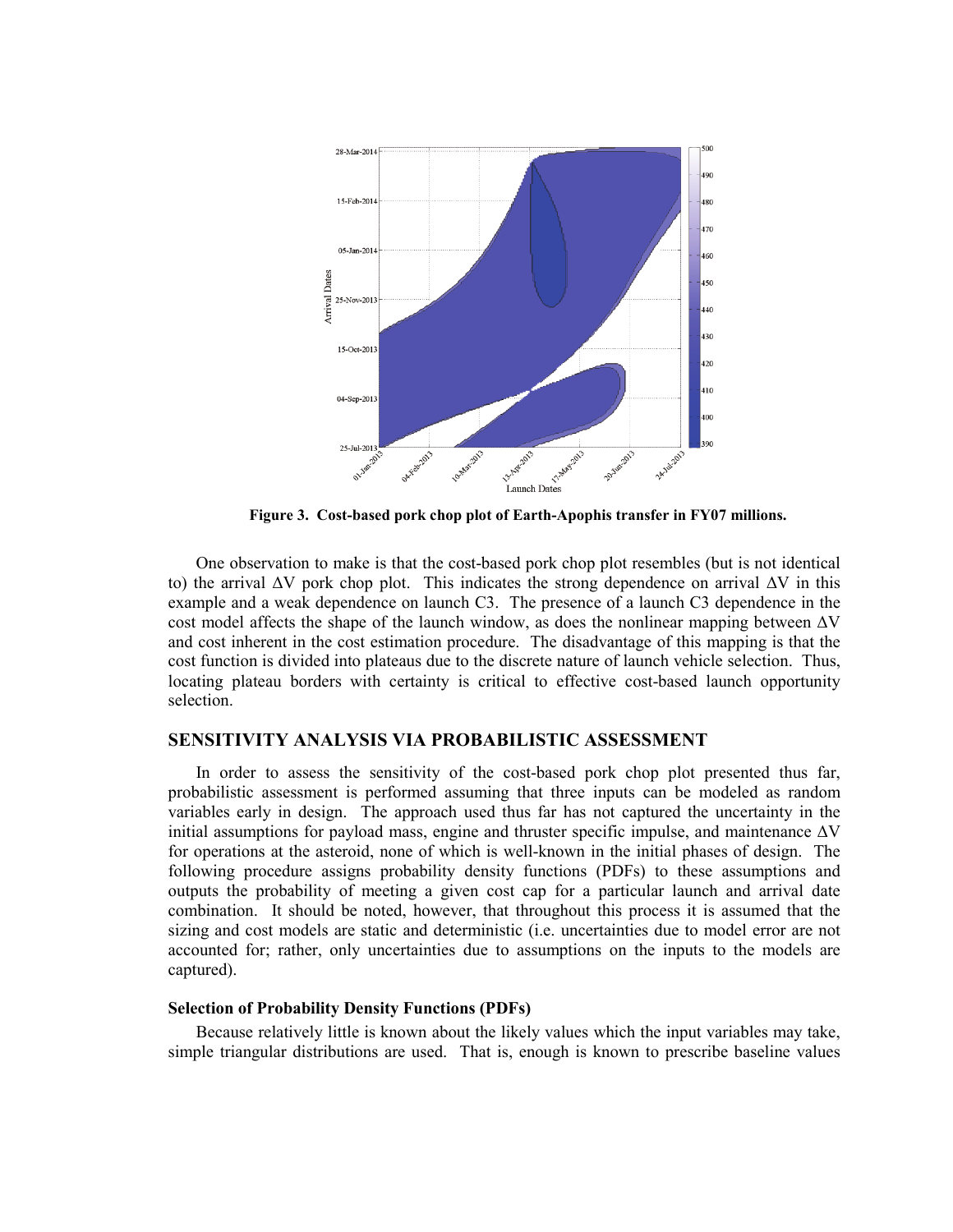**Figure 3. Cost-based pork chop plot of Earth-Apophis transfer in FY07 millions.**

One observation to make is that the cost-based pork chop plot resembles (but is not identical to) the arrival $\Delta V$ pork chop plot. This indicates the strong dependence on arrival $\Delta V$ in this example and a weak dependence on launch C3. The presence of a launch C3 dependence in the cost model affects the shape of the launch window, as does the nonlinear mapping between $\Delta V$ and cost inherent in the cost estimation procedure. The disadvantage of this mapping is that the cost function is divided into plateaus due to the discrete nature of launch vehicle selection. Thus, locating plateau borders with certainty is critical to effective cost-based launch opportunity selection.

## SENSITIVITY ANALYSIS VIA PROBABILISTIC ASSESSMENT

In order to assess the sensitivity of the cost-based pork chop plot presented thus far, probabilistic assessment is performed assuming that three inputs can be modeled as random variables early in design. The approach used thus far has not captured the uncertainty in the initial assumptions for payload mass, engine and thruster specific impulse, and maintenance $\Delta V$ for operations at the asteroid, none of which is well-known in the initial phases of design. The following procedure assigns probability density functions (PDFs) to these assumptions and outputs the probability of meeting a given cost cap for a particular launch and arrival date combination. It should be noted, however, that throughout this process it is assumed that the sizing and cost models are static and deterministic (i.e. uncertainties due to model error are not accounted for; rather, only uncertainties due to assumptions on the inputs to the models are captured).

### Selection of Probability Density Functions (PDFs)

Because relatively little is known about the likely values which the input variables may take, simple triangular distributions are used. That is, enough is known to prescribe baseline values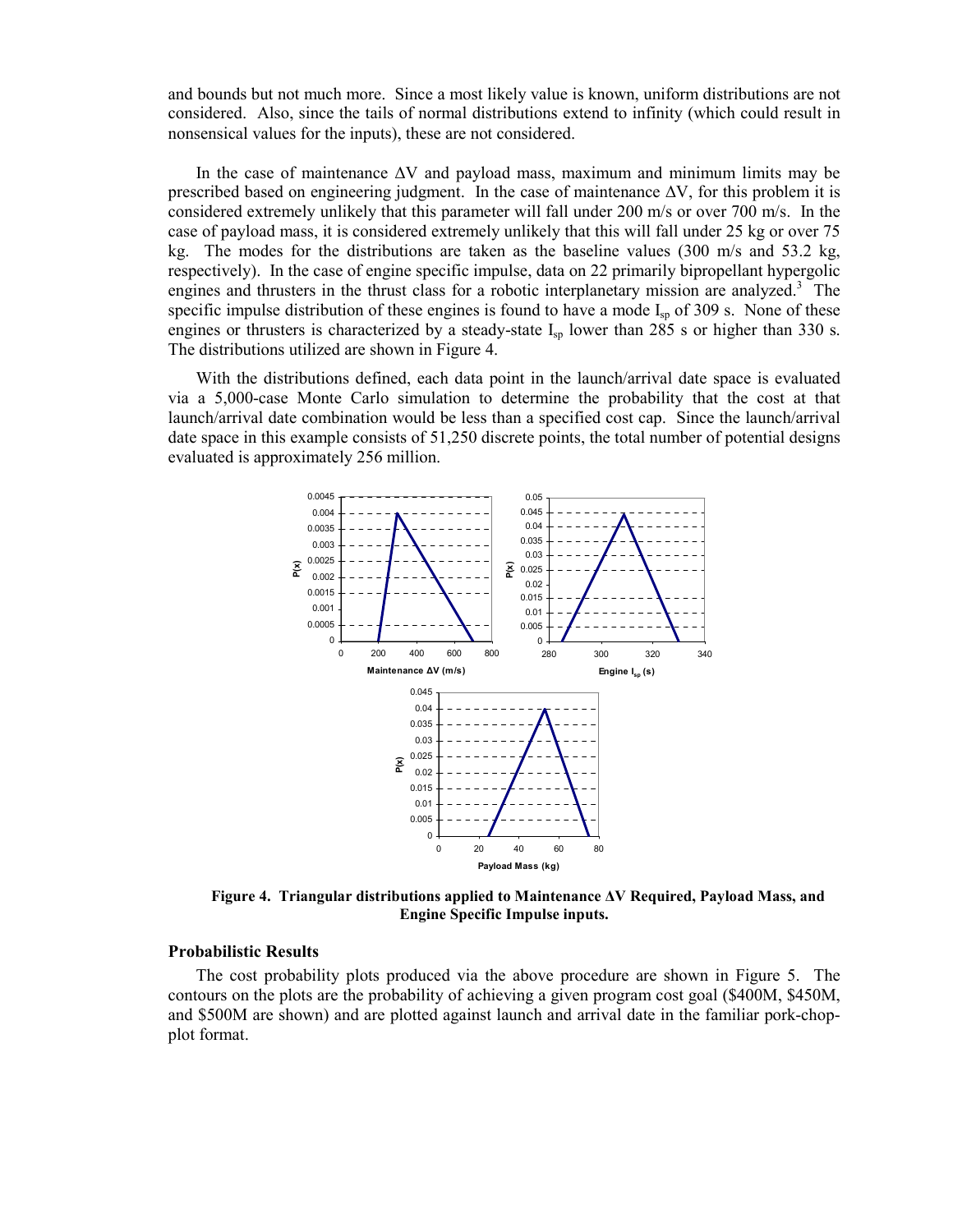and bounds but not much more. Since a most likely value is known, uniform distributions are not considered. Also, since the tails of normal distributions extend to infinity (which could result in nonsensical values for the inputs), these are not considered.

In the case of maintenance $\Delta V$ and payload mass, maximum and minimum limits may be prescribed based on engineering judgment. In the case of maintenance $\Delta V$, for this problem it is considered extremely unlikely that this parameter will fall under 200 m/s or over 700 m/s. In the case of payload mass, it is considered extremely unlikely that this will fall under 25 kg or over 75 kg. The modes for the distributions are taken as the baseline values (300 m/s and 53.2 kg, respectively). In the case of engine specific impulse, data on 22 primarily bipropellant hypergolic engines and thrusters in the thrust class for a robotic interplanetary mission are analyzed.[3] The specific impulse distribution of these engines is found to have a mode $I_{sp}$ of 309 s. None of these engines or thrusters is characterized by a steady-state $I_{sp}$ lower than 285 s or higher than 330 s. The distributions utilized are shown in Figure 4.

With the distributions defined, each data point in the launch/arrival date space is evaluated via a 5,000-case Monte Carlo simulation to determine the probability that the cost at that launch/arrival date combination would be less than a specified cost cap. Since the launch/arrival date space in this example consists of 51,250 discrete points, the total number of potential designs evaluated is approximately 256 million.

**Figure 4. Triangular distributions applied to Maintenance $\Delta V$ Required, Payload Mass, and Engine Specific Impulse inputs.**

### Probabilistic Results

The cost probability plots produced via the above procedure are shown in Figure 5. The contours on the plots are the probability of achieving a given program cost goal ($400M, $450M, and $500M are shown) and are plotted against launch and arrival date in the familiar pork-chop-plot format.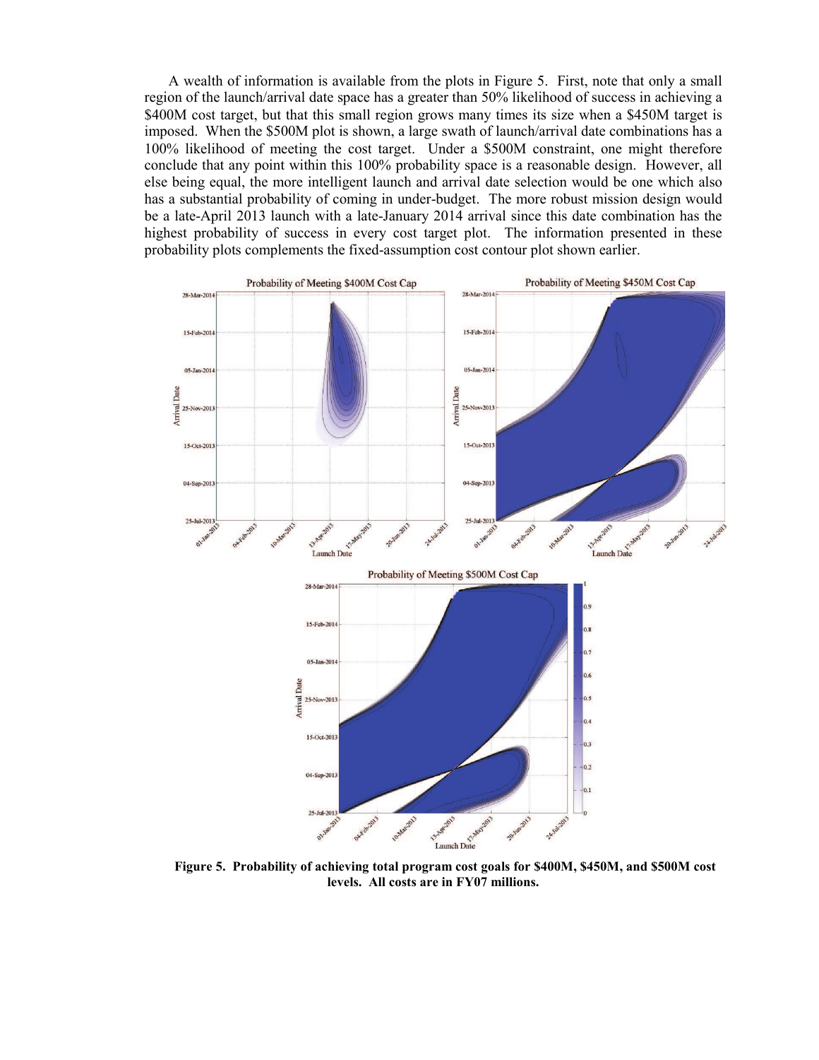A wealth of information is available from the plots in Figure 5. First, note that only a small region of the launch/arrival date space has a greater than 50% likelihood of success in achieving a $400M cost target, but that this small region grows many times its size when a $450M target is imposed. When the $500M plot is shown, a large swath of launch/arrival date combinations has a 100% likelihood of meeting the cost target. Under a $500M constraint, one might therefore conclude that any point within this 100% probability space is a reasonable design. However, all else being equal, the more intelligent launch and arrival date selection would be one which also has a substantial probability of coming in under-budget. The more robust mission design would be a late-April 2013 launch with a late-January 2014 arrival since this date combination has the highest probability of success in every cost target plot. The information presented in these probability plots complements the fixed-assumption cost contour plot shown earlier.

**Figure 5. Probability of achieving total program cost goals for $400M, $450M, and $500M cost levels. All costs are in FY07 millions.**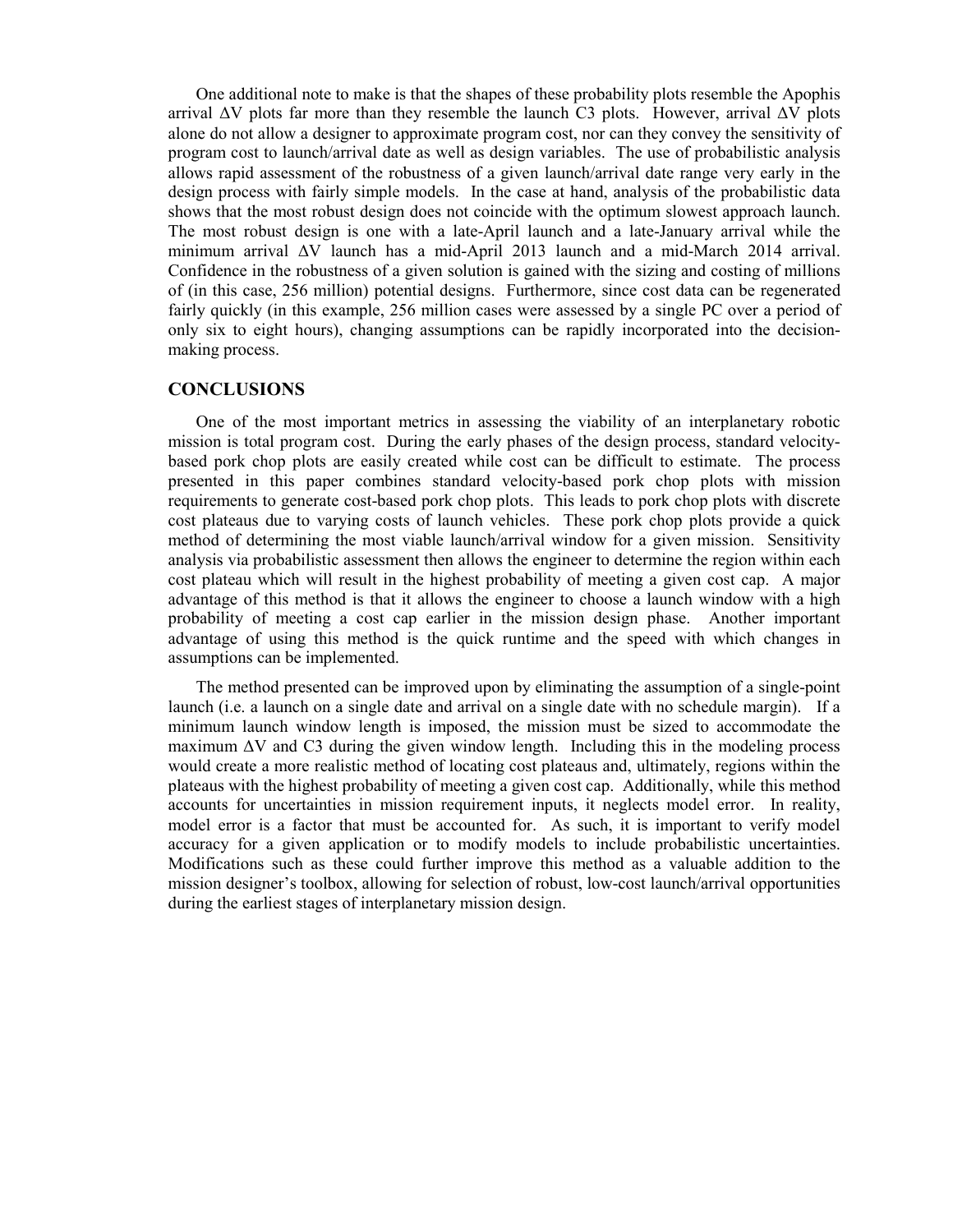One additional note to make is that the shapes of these probability plots resemble the Apophis arrival $\Delta V$ plots far more than they resemble the launch C3 plots. However, arrival $\Delta V$ plots alone do not allow a designer to approximate program cost, nor can they convey the sensitivity of program cost to launch/arrival date as well as design variables. The use of probabilistic analysis allows rapid assessment of the robustness of a given launch/arrival date range very early in the design process with fairly simple models. In the case at hand, analysis of the probabilistic data shows that the most robust design does not coincide with the optimum slowest approach launch. The most robust design is one with a late-April launch and a late-January arrival while the minimum arrival $\Delta V$ launch has a mid-April 2013 launch and a mid-March 2014 arrival. Confidence in the robustness of a given solution is gained with the sizing and costing of millions of (in this case, 256 million) potential designs. Furthermore, since cost data can be regenerated fairly quickly (in this example, 256 million cases were assessed by a single PC over a period of only six to eight hours), changing assumptions can be rapidly incorporated into the decision-making process.

## CONCLUSIONS

One of the most important metrics in assessing the viability of an interplanetary robotic mission is total program cost. During the early phases of the design process, standard velocity-based pork chop plots are easily created while cost can be difficult to estimate. The process presented in this paper combines standard velocity-based pork chop plots with mission requirements to generate cost-based pork chop plots. This leads to pork chop plots with discrete cost plateaus due to varying costs of launch vehicles. These pork chop plots provide a quick method of determining the most viable launch/arrival window for a given mission. Sensitivity analysis via probabilistic assessment then allows the engineer to determine the region within each cost plateau which will result in the highest probability of meeting a given cost cap. A major advantage of this method is that it allows the engineer to choose a launch window with a high probability of meeting a cost cap earlier in the mission design phase. Another important advantage of using this method is the quick runtime and the speed with which changes in assumptions can be implemented.

The method presented can be improved upon by eliminating the assumption of a single-point launch (i.e. a launch on a single date and arrival on a single date with no schedule margin). If a minimum launch window length is imposed, the mission must be sized to accommodate the maximum $\Delta V$ and C3 during the given window length. Including this in the modeling process would create a more realistic method of locating cost plateaus and, ultimately, regions within the plateaus with the highest probability of meeting a given cost cap. Additionally, while this method accounts for uncertainties in mission requirement inputs, it neglects model error. In reality, model error is a factor that must be accounted for. As such, it is important to verify model accuracy for a given application or to modify models to include probabilistic uncertainties. Modifications such as these could further improve this method as a valuable addition to the mission designer's toolbox, allowing for selection of robust, low-cost launch/arrival opportunities during the earliest stages of interplanetary mission design.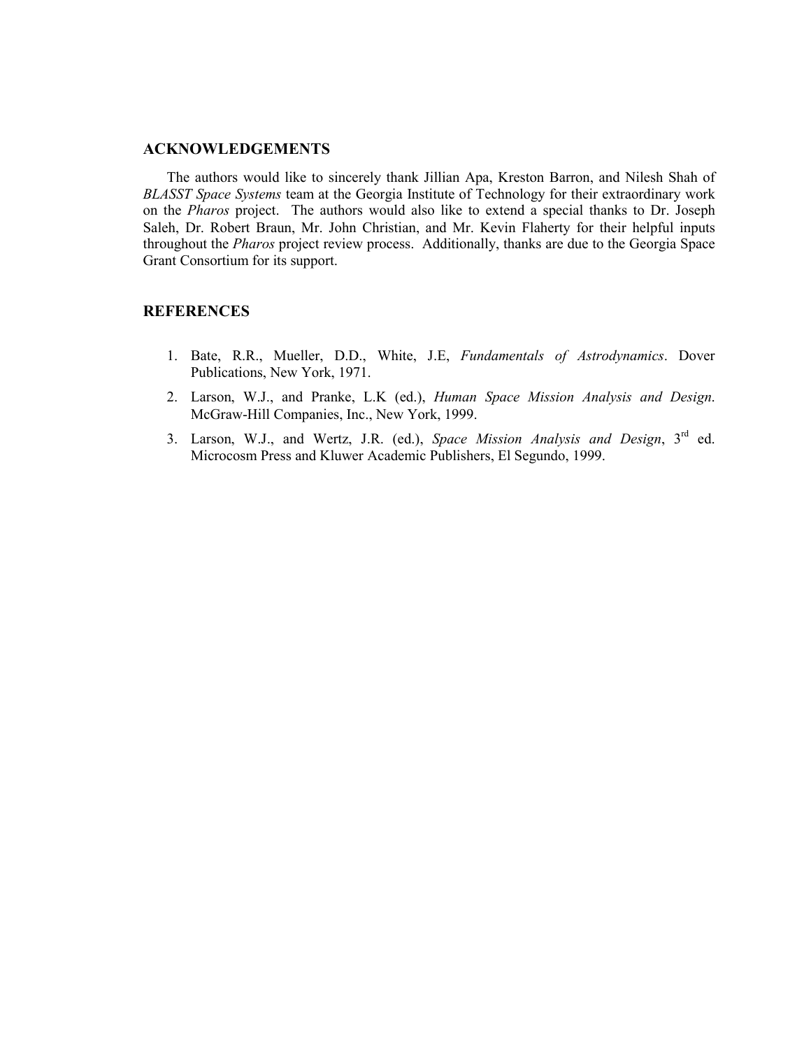## ACKNOWLEDGEMENTS

The authors would like to sincerely thank Jillian Apa, Kreston Barron, and Nilesh Shah of *BLASST Space Systems* team at the Georgia Institute of Technology for their extraordinary work on the *Pharos* project. The authors would also like to extend a special thanks to Dr. Joseph Saleh, Dr. Robert Braun, Mr. John Christian, and Mr. Kevin Flaherty for their helpful inputs throughout the *Pharos* project review process. Additionally, thanks are due to the Georgia Space Grant Consortium for its support.

## REFERENCES

1. Bate, R.R., Mueller, D.D., White, J.E, *Fundamentals of Astrodynamics*. Dover Publications, New York, 1971.
2. Larson, W.J., and Pranke, L.K (ed.), *Human Space Mission Analysis and Design*. McGraw-Hill Companies, Inc., New York, 1999.
3. Larson, W.J., and Wertz, J.R. (ed.), *Space Mission Analysis and Design*, 3rd ed. Microcosm Press and Kluwer Academic Publishers, El Segundo, 1999.